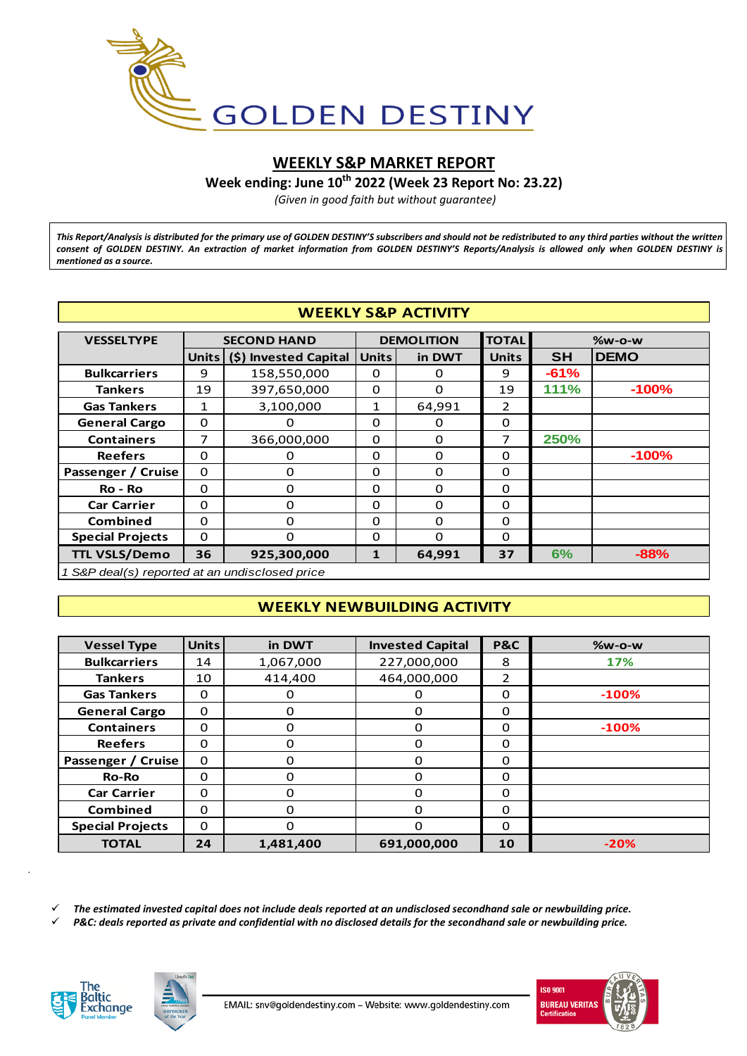# GOLDEN DESTINY

## WEEKLY S&P MARKET REPORT

**Week ending: June 10th 2022 (Week 23 Report No: 23.22)**

*(Given in good faith but without guarantee)*

***This Report/Analysis is distributed for the primary use of GOLDEN DESTINY'S subscribers and should not be redistributed to any third parties without the written consent of GOLDEN DESTINY. An extraction of market information from GOLDEN DESTINY'S Reports/Analysis is allowed only when GOLDEN DESTINY is mentioned as a source.***

### WEEKLY S&P ACTIVITY

| VESSELTYPE | SECOND HAND | | DEMOLITION | | TOTAL | %w-o-w | |
|---|---|---|---|---|---|---|---|
| | Units | ($) Invested Capital | Units | in DWT | Units | SH | DEMO |
| **Bulkcarriers** | 9 | 158,550,000 | 0 | 0 | 9 | -61% | |
| **Tankers** | 19 | 397,650,000 | 0 | 0 | 19 | 111% | -100% |
| **Gas Tankers** | 1 | 3,100,000 | 1 | 64,991 | 2 | | |
| **General Cargo** | 0 | 0 | 0 | 0 | 0 | | |
| **Containers** | 7 | 366,000,000 | 0 | 0 | 7 | 250% | |
| **Reefers** | 0 | 0 | 0 | 0 | 0 | | -100% |
| **Passenger / Cruise** | 0 | 0 | 0 | 0 | 0 | | |
| **Ro - Ro** | 0 | 0 | 0 | 0 | 0 | | |
| **Car Carrier** | 0 | 0 | 0 | 0 | 0 | | |
| **Combined** | 0 | 0 | 0 | 0 | 0 | | |
| **Special Projects** | 0 | 0 | 0 | 0 | 0 | | |
| **TTL VSLS/Demo** | **36** | **925,300,000** | **1** | **64,991** | **37** | **6%** | **-88%** |

*1 S&P deal(s) reported at an undisclosed price*

### WEEKLY NEWBUILDING ACTIVITY

| Vessel Type | Units | in DWT | Invested Capital | P&C | %w-o-w |
|---|---|---|---|---|---|
| **Bulkcarriers** | 14 | 1,067,000 | 227,000,000 | 8 | 17% |
| **Tankers** | 10 | 414,400 | 464,000,000 | 2 | |
| **Gas Tankers** | 0 | 0 | 0 | 0 | -100% |
| **General Cargo** | 0 | 0 | 0 | 0 | |
| **Containers** | 0 | 0 | 0 | 0 | -100% |
| **Reefers** | 0 | 0 | 0 | 0 | |
| **Passenger / Cruise** | 0 | 0 | 0 | 0 | |
| **Ro-Ro** | 0 | 0 | 0 | 0 | |
| **Car Carrier** | 0 | 0 | 0 | 0 | |
| **Combined** | 0 | 0 | 0 | 0 | |
| **Special Projects** | 0 | 0 | 0 | 0 | |
| **TOTAL** | **24** | **1,481,400** | **691,000,000** | **10** | **-20%** |

- ✓ ***The estimated invested capital does not include deals reported at an undisclosed secondhand sale or newbuilding price.***
- ✓ ***P&C: deals reported as private and confidential with no disclosed details for the secondhand sale or newbuilding price.***

EMAIL: snv@goldendestiny.com – Website: www.goldendestiny.com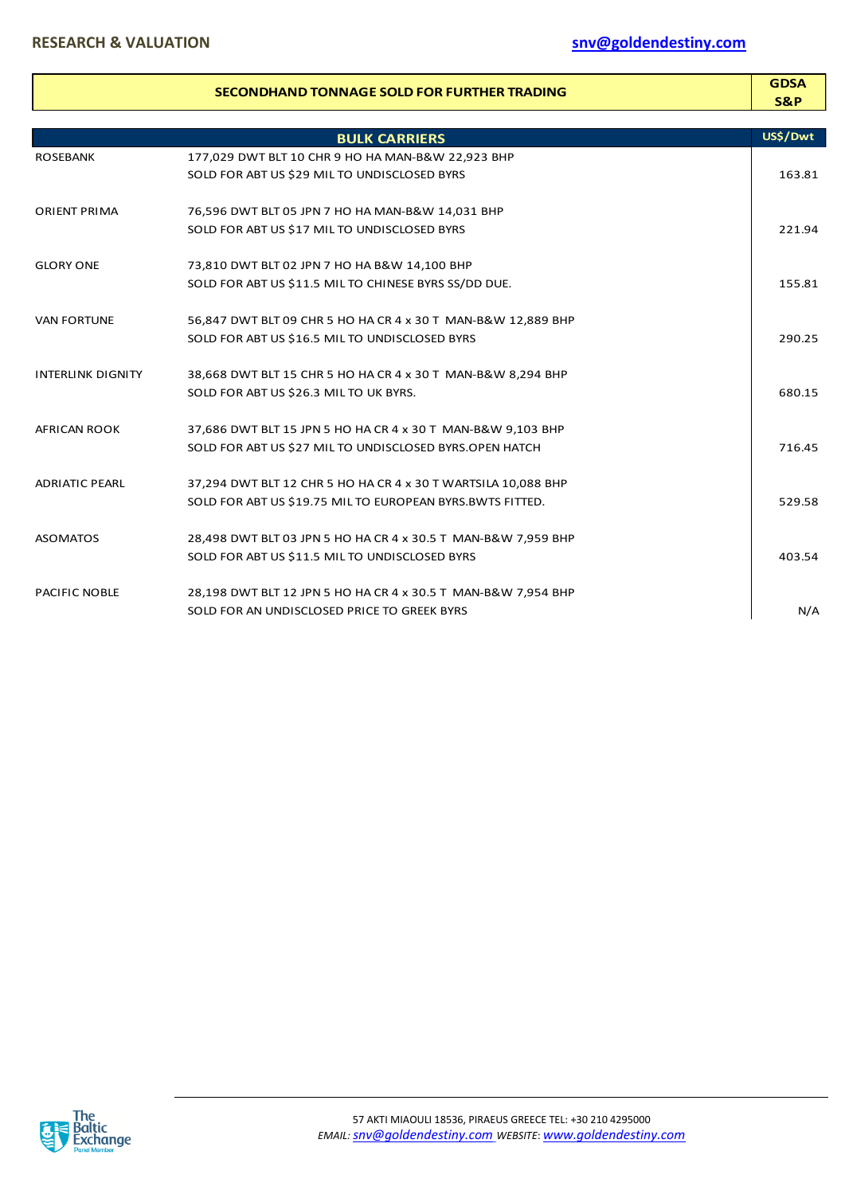## SECONDHAND TONNAGE SOLD FOR FURTHER TRADING

**GDSA S&P**

| BULK CARRIERS | | US$/Dwt |
|---|---|---|
| ROSEBANK | 177,029 DWT BLT 10 CHR 9 HO HA MAN-B&W 22,923 BHP<br>SOLD FOR ABT US $29 MIL TO UNDISCLOSED BYRS | 163.81 |
| ORIENT PRIMA | 76,596 DWT BLT 05 JPN 7 HO HA MAN-B&W 14,031 BHP<br>SOLD FOR ABT US $17 MIL TO UNDISCLOSED BYRS | 221.94 |
| GLORY ONE | 73,810 DWT BLT 02 JPN 7 HO HA B&W 14,100 BHP<br>SOLD FOR ABT US $11.5 MIL TO CHINESE BYRS SS/DD DUE. | 155.81 |
| VAN FORTUNE | 56,847 DWT BLT 09 CHR 5 HO HA CR 4 x 30 T MAN-B&W 12,889 BHP<br>SOLD FOR ABT US $16.5 MIL TO UNDISCLOSED BYRS | 290.25 |
| INTERLINK DIGNITY | 38,668 DWT BLT 15 CHR 5 HO HA CR 4 x 30 T MAN-B&W 8,294 BHP<br>SOLD FOR ABT US $26.3 MIL TO UK BYRS. | 680.15 |
| AFRICAN ROOK | 37,686 DWT BLT 15 JPN 5 HO HA CR 4 x 30 T MAN-B&W 9,103 BHP<br>SOLD FOR ABT US $27 MIL TO UNDISCLOSED BYRS.OPEN HATCH | 716.45 |
| ADRIATIC PEARL | 37,294 DWT BLT 12 CHR 5 HO HA CR 4 x 30 T WARTSILA 10,088 BHP<br>SOLD FOR ABT US $19.75 MIL TO EUROPEAN BYRS.BWTS FITTED. | 529.58 |
| ASOMATOS | 28,498 DWT BLT 03 JPN 5 HO HA CR 4 x 30.5 T MAN-B&W 7,959 BHP<br>SOLD FOR ABT US $11.5 MIL TO UNDISCLOSED BYRS | 403.54 |
| PACIFIC NOBLE | 28,198 DWT BLT 12 JPN 5 HO HA CR 4 x 30.5 T MAN-B&W 7,954 BHP<br>SOLD FOR AN UNDISCLOSED PRICE TO GREEK BYRS | N/A |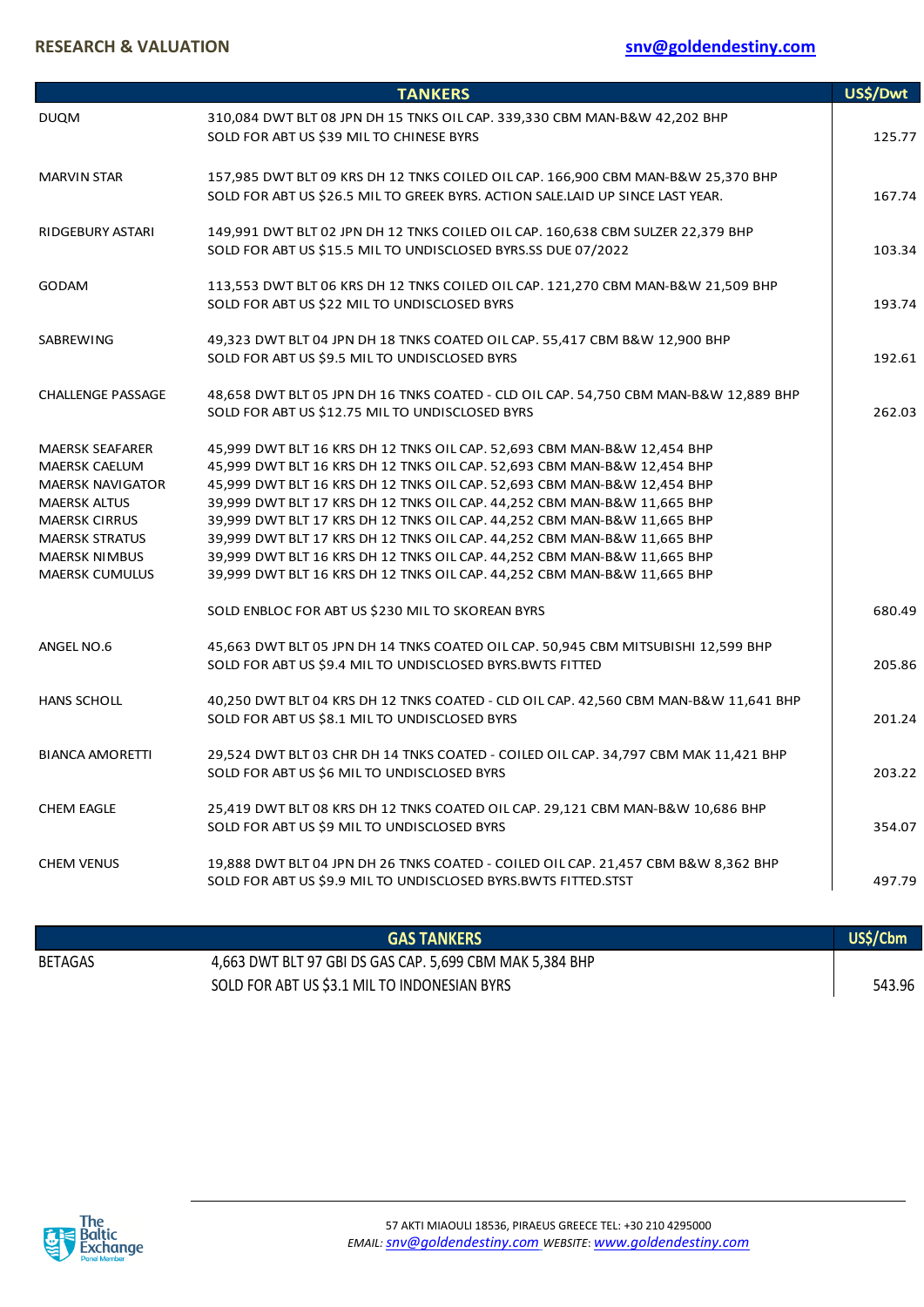**RESEARCH & VALUATION**

| TANKERS | | US$/Dwt |
|---|---|---|
| DUQM | 310,084 DWT BLT 08 JPN DH 15 TNKS OIL CAP. 339,330 CBM MAN-B&W 42,202 BHP<br>SOLD FOR ABT US $39 MIL TO CHINESE BYRS | 125.77 |
| MARVIN STAR | 157,985 DWT BLT 09 KRS DH 12 TNKS COILED OIL CAP. 166,900 CBM MAN-B&W 25,370 BHP<br>SOLD FOR ABT US $26.5 MIL TO GREEK BYRS. ACTION SALE.LAID UP SINCE LAST YEAR. | 167.74 |
| RIDGEBURY ASTARI | 149,991 DWT BLT 02 JPN DH 12 TNKS COILED OIL CAP. 160,638 CBM SULZER 22,379 BHP<br>SOLD FOR ABT US $15.5 MIL TO UNDISCLOSED BYRS.SS DUE 07/2022 | 103.34 |
| GODAM | 113,553 DWT BLT 06 KRS DH 12 TNKS COILED OIL CAP. 121,270 CBM MAN-B&W 21,509 BHP<br>SOLD FOR ABT US $22 MIL TO UNDISCLOSED BYRS | 193.74 |
| SABREWING | 49,323 DWT BLT 04 JPN DH 18 TNKS COATED OIL CAP. 55,417 CBM B&W 12,900 BHP<br>SOLD FOR ABT US $9.5 MIL TO UNDISCLOSED BYRS | 192.61 |
| CHALLENGE PASSAGE | 48,658 DWT BLT 05 JPN DH 16 TNKS COATED - CLD OIL CAP. 54,750 CBM MAN-B&W 12,889 BHP<br>SOLD FOR ABT US $12.75 MIL TO UNDISCLOSED BYRS | 262.03 |
| MAERSK SEAFARER | 45,999 DWT BLT 16 KRS DH 12 TNKS OIL CAP. 52,693 CBM MAN-B&W 12,454 BHP | |
| MAERSK CAELUM | 45,999 DWT BLT 16 KRS DH 12 TNKS OIL CAP. 52,693 CBM MAN-B&W 12,454 BHP | |
| MAERSK NAVIGATOR | 45,999 DWT BLT 16 KRS DH 12 TNKS OIL CAP. 52,693 CBM MAN-B&W 12,454 BHP | |
| MAERSK ALTUS | 39,999 DWT BLT 17 KRS DH 12 TNKS OIL CAP. 44,252 CBM MAN-B&W 11,665 BHP | |
| MAERSK CIRRUS | 39,999 DWT BLT 17 KRS DH 12 TNKS OIL CAP. 44,252 CBM MAN-B&W 11,665 BHP | |
| MAERSK STRATUS | 39,999 DWT BLT 17 KRS DH 12 TNKS OIL CAP. 44,252 CBM MAN-B&W 11,665 BHP | |
| MAERSK NIMBUS | 39,999 DWT BLT 16 KRS DH 12 TNKS OIL CAP. 44,252 CBM MAN-B&W 11,665 BHP | |
| MAERSK CUMULUS | 39,999 DWT BLT 16 KRS DH 12 TNKS OIL CAP. 44,252 CBM MAN-B&W 11,665 BHP | |
| | SOLD ENBLOC FOR ABT US $230 MIL TO SKOREAN BYRS | 680.49 |
| ANGEL NO.6 | 45,663 DWT BLT 05 JPN DH 14 TNKS COATED OIL CAP. 50,945 CBM MITSUBISHI 12,599 BHP<br>SOLD FOR ABT US $9.4 MIL TO UNDISCLOSED BYRS.BWTS FITTED | 205.86 |
| HANS SCHOLL | 40,250 DWT BLT 04 KRS DH 12 TNKS COATED - CLD OIL CAP. 42,560 CBM MAN-B&W 11,641 BHP<br>SOLD FOR ABT US $8.1 MIL TO UNDISCLOSED BYRS | 201.24 |
| BIANCA AMORETTI | 29,524 DWT BLT 03 CHR DH 14 TNKS COATED - COILED OIL CAP. 34,797 CBM MAK 11,421 BHP<br>SOLD FOR ABT US $6 MIL TO UNDISCLOSED BYRS | 203.22 |
| CHEM EAGLE | 25,419 DWT BLT 08 KRS DH 12 TNKS COATED OIL CAP. 29,121 CBM MAN-B&W 10,686 BHP<br>SOLD FOR ABT US $9 MIL TO UNDISCLOSED BYRS | 354.07 |
| CHEM VENUS | 19,888 DWT BLT 04 JPN DH 26 TNKS COATED - COILED OIL CAP. 21,457 CBM B&W 8,362 BHP<br>SOLD FOR ABT US $9.9 MIL TO UNDISCLOSED BYRS.BWTS FITTED.STST | 497.79 |

| GAS TANKERS | | US$/Cbm |
|---|---|---|
| BETAGAS | 4,663 DWT BLT 97 GBI DS GAS CAP. 5,699 CBM MAK 5,384 BHP<br>SOLD FOR ABT US $3.1 MIL TO INDONESIAN BYRS | 543.96 |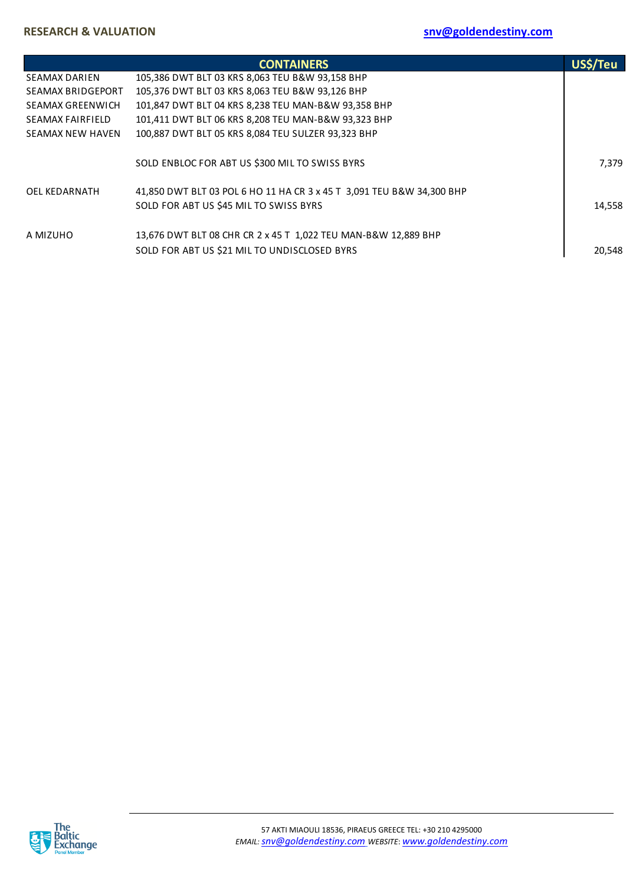| CONTAINERS | | US$/Teu |
| --- | --- | --- |
| SEAMAX DARIEN | 105,386 DWT BLT 03 KRS 8,063 TEU B&W 93,158 BHP | |
| SEAMAX BRIDGEPORT | 105,376 DWT BLT 03 KRS 8,063 TEU B&W 93,126 BHP | |
| SEAMAX GREENWICH | 101,847 DWT BLT 04 KRS 8,238 TEU MAN-B&W 93,358 BHP | |
| SEAMAX FAIRFIELD | 101,411 DWT BLT 06 KRS 8,208 TEU MAN-B&W 93,323 BHP | |
| SEAMAX NEW HAVEN | 100,887 DWT BLT 05 KRS 8,084 TEU SULZER 93,323 BHP | |
| | SOLD ENBLOC FOR ABT US $300 MIL TO SWISS BYRS | 7,379 |
| OEL KEDARNATH | 41,850 DWT BLT 03 POL 6 HO 11 HA CR 3 x 45 T 3,091 TEU B&W 34,300 BHP | |
| | SOLD FOR ABT US $45 MIL TO SWISS BYRS | 14,558 |
| A MIZUHO | 13,676 DWT BLT 08 CHR CR 2 x 45 T 1,022 TEU MAN-B&W 12,889 BHP | |
| | SOLD FOR ABT US $21 MIL TO UNDISCLOSED BYRS | 20,548 |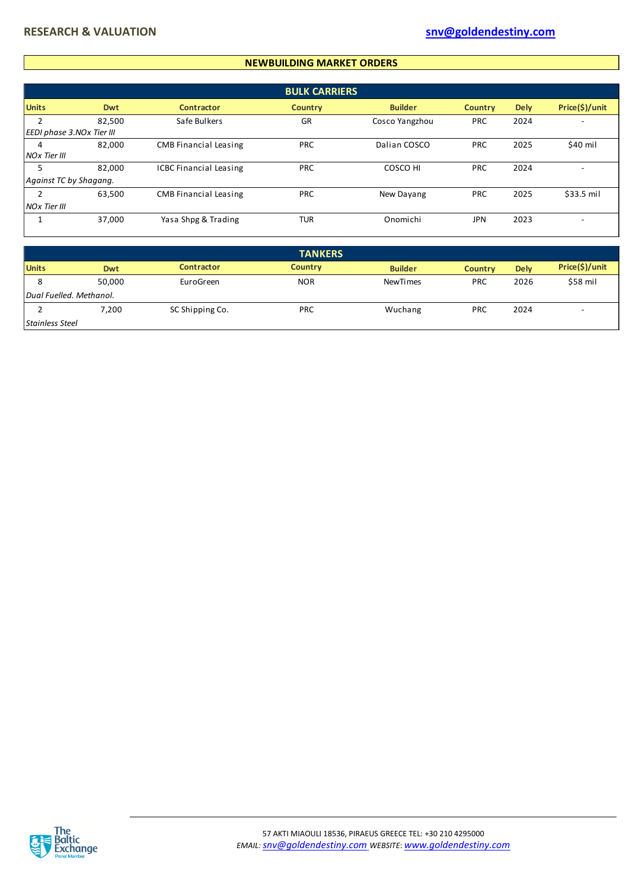## NEWBUILDING MARKET ORDERS

### BULK CARRIERS

| Units | Dwt | Contractor | Country | Builder | Country | Dely | Price($)/unit |
|---|---|---|---|---|---|---|---|
| 2 | 82,500 | Safe Bulkers | GR | Cosco Yangzhou | PRC | 2024 | - |
| *EEDI phase 3.NOx Tier III* | | | | | | | |
| 4 | 82,000 | CMB Financial Leasing | PRC | Dalian COSCO | PRC | 2025 | $40 mil |
| *NOx Tier III* | | | | | | | |
| 5 | 82,000 | ICBC Financial Leasing | PRC | COSCO HI | PRC | 2024 | - |
| *Against TC by Shagang.* | | | | | | | |
| 2 | 63,500 | CMB Financial Leasing | PRC | New Dayang | PRC | 2025 | $33.5 mil |
| *NOx Tier III* | | | | | | | |
| 1 | 37,000 | Yasa Shpg & Trading | TUR | Onomichi | JPN | 2023 | - |

### TANKERS

| Units | Dwt | Contractor | Country | Builder | Country | Dely | Price($)/unit |
|---|---|---|---|---|---|---|---|
| 8 | 50,000 | EuroGreen | NOR | NewTimes | PRC | 2026 | $58 mil |
| *Dual Fuelled. Methanol.* | | | | | | | |
| 2 | 7,200 | SC Shipping Co. | PRC | Wuchang | PRC | 2024 | - |
| *Stainless Steel* | | | | | | | |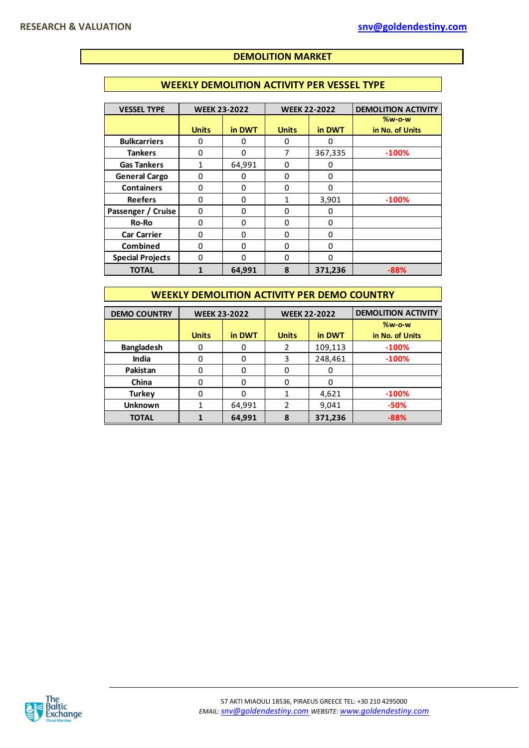## DEMOLITION MARKET

### WEEKLY DEMOLITION ACTIVITY PER VESSEL TYPE

| VESSEL TYPE | WEEK 23-2022 | | WEEK 22-2022 | | DEMOLITION ACTIVITY |
|---|---|---|---|---|---|
| | Units | in DWT | Units | in DWT | %w-o-w in No. of Units |
| Bulkcarriers | 0 | 0 | 0 | 0 | |
| Tankers | 0 | 0 | 7 | 367,335 | -100% |
| Gas Tankers | 1 | 64,991 | 0 | 0 | |
| General Cargo | 0 | 0 | 0 | 0 | |
| Containers | 0 | 0 | 0 | 0 | |
| Reefers | 0 | 0 | 1 | 3,901 | -100% |
| Passenger / Cruise | 0 | 0 | 0 | 0 | |
| Ro-Ro | 0 | 0 | 0 | 0 | |
| Car Carrier | 0 | 0 | 0 | 0 | |
| Combined | 0 | 0 | 0 | 0 | |
| Special Projects | 0 | 0 | 0 | 0 | |
| **TOTAL** | **1** | **64,991** | **8** | **371,236** | **-88%** |

### WEEKLY DEMOLITION ACTIVITY PER DEMO COUNTRY

| DEMO COUNTRY | WEEK 23-2022 | | WEEK 22-2022 | | DEMOLITION ACTIVITY |
|---|---|---|---|---|---|
| | Units | in DWT | Units | in DWT | %w-o-w in No. of Units |
| Bangladesh | 0 | 0 | 2 | 109,113 | -100% |
| India | 0 | 0 | 3 | 248,461 | -100% |
| Pakistan | 0 | 0 | 0 | 0 | |
| China | 0 | 0 | 0 | 0 | |
| Turkey | 0 | 0 | 1 | 4,621 | -100% |
| Unknown | 1 | 64,991 | 2 | 9,041 | -50% |
| **TOTAL** | **1** | **64,991** | **8** | **371,236** | **-88%** |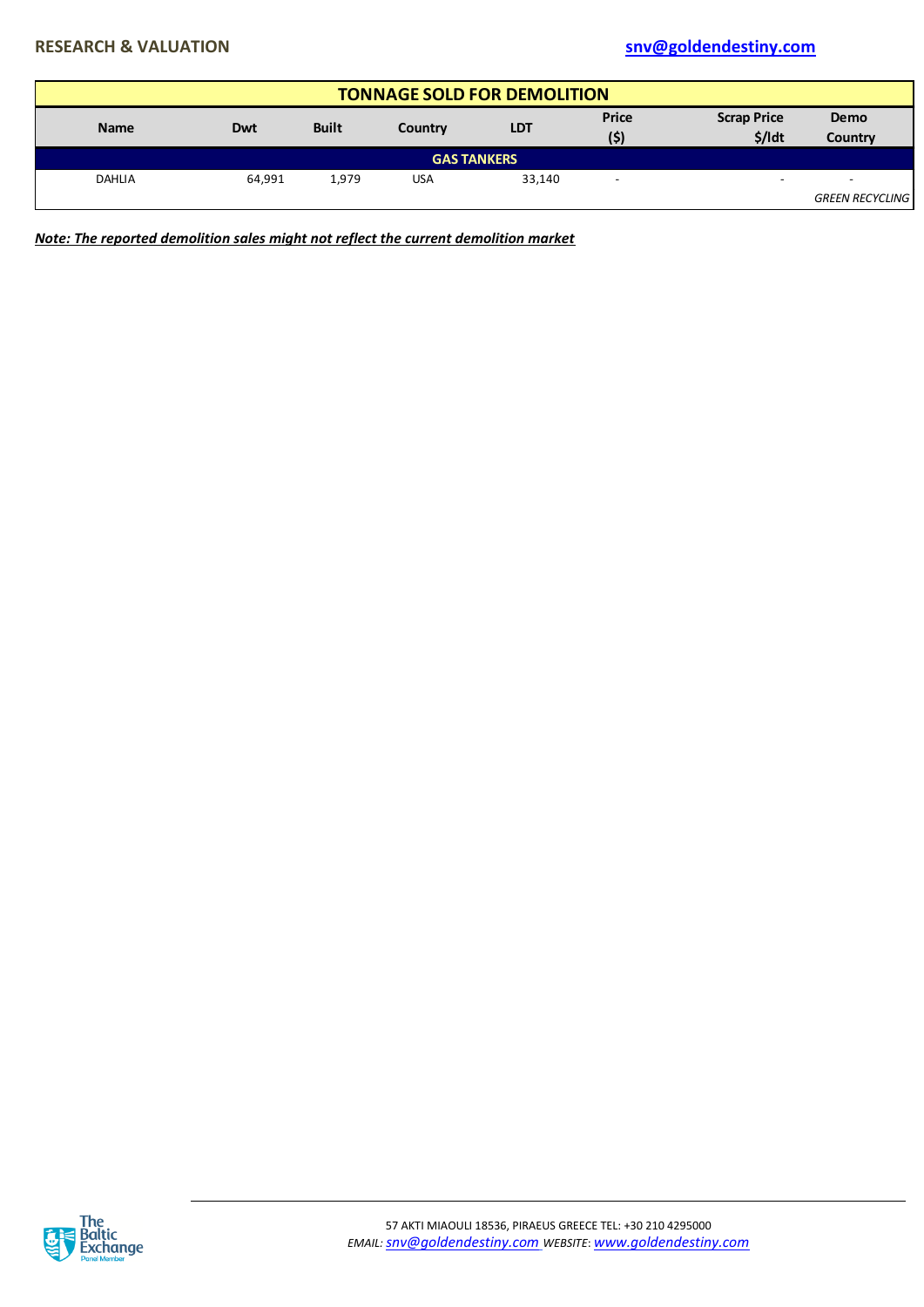| TONNAGE SOLD FOR DEMOLITION | | | | | | | |
|---|---|---|---|---|---|---|---|
| **Name** | **Dwt** | **Built** | **Country** | **LDT** | **Price ($)** | **Scrap Price $/ldt** | **Demo Country** |
| **GAS TANKERS** | | | | | | | |
| DAHLIA | 64,991 | 1,979 | USA | 33,140 | - | - | - |
| | | | | | | | *GREEN RECYCLING* |

***Note: The reported demolition sales might not reflect the current demolition market***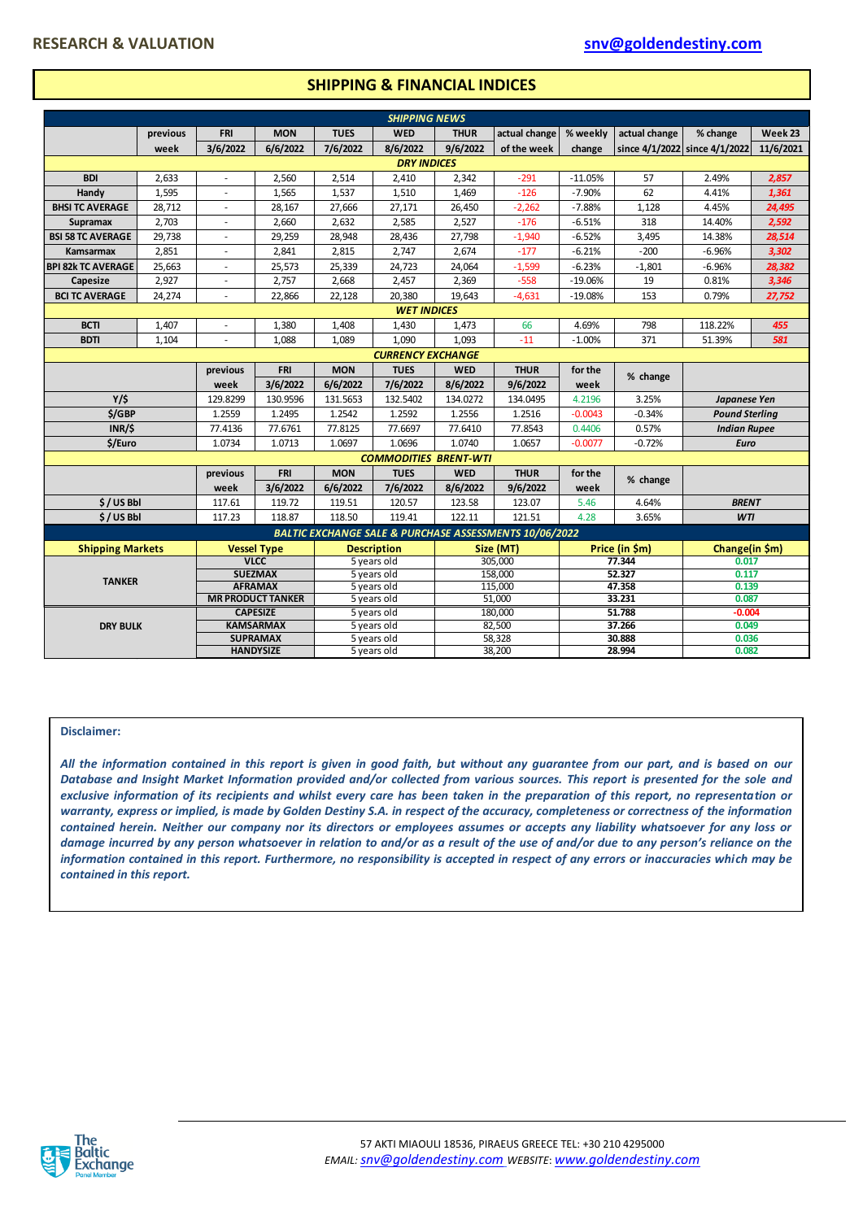## SHIPPING & FINANCIAL INDICES

| | previous week | FRI 3/6/2022 | MON 6/6/2022 | TUES 7/6/2022 | WED 8/6/2022 | THUR 9/6/2022 | actual change of the week | % weekly change | actual change since 4/1/2022 | % change since 4/1/2022 | Week 23 11/6/2021 |
|---|---|---|---|---|---|---|---|---|---|---|---|
| **SHIPPING NEWS** | | | | | | | | | | | |
| **DRY INDICES** | | | | | | | | | | | |
| **BDI** | 2,633 | - | 2,560 | 2,514 | 2,410 | 2,342 | -291 | -11.05% | 57 | 2.49% | ***2,857*** |
| **Handy** | 1,595 | - | 1,565 | 1,537 | 1,510 | 1,469 | -126 | -7.90% | 62 | 4.41% | ***1,361*** |
| **BHSI TC AVERAGE** | 28,712 | - | 28,167 | 27,666 | 27,171 | 26,450 | -2,262 | -7.88% | 1,128 | 4.45% | ***24,495*** |
| **Supramax** | 2,703 | - | 2,660 | 2,632 | 2,585 | 2,527 | -176 | -6.51% | 318 | 14.40% | ***2,592*** |
| **BSI 58 TC AVERAGE** | 29,738 | - | 29,259 | 28,948 | 28,436 | 27,798 | -1,940 | -6.52% | 3,495 | 14.38% | ***28,514*** |
| **Kamsarmax** | 2,851 | - | 2,841 | 2,815 | 2,747 | 2,674 | -177 | -6.21% | -200 | -6.96% | ***3,302*** |
| **BPI 82k TC AVERAGE** | 25,663 | - | 25,573 | 25,339 | 24,723 | 24,064 | -1,599 | -6.23% | -1,801 | -6.96% | ***28,382*** |
| **Capesize** | 2,927 | - | 2,757 | 2,668 | 2,457 | 2,369 | -558 | -19.06% | 19 | 0.81% | ***3,346*** |
| **BCI TC AVERAGE** | 24,274 | - | 22,866 | 22,128 | 20,380 | 19,643 | -4,631 | -19.08% | 153 | 0.79% | ***27,752*** |
| **WET INDICES** | | | | | | | | | | | |
| **BCTI** | 1,407 | - | 1,380 | 1,408 | 1,430 | 1,473 | 66 | 4.69% | 798 | 118.22% | ***455*** |
| **BDTI** | 1,104 | - | 1,088 | 1,089 | 1,090 | 1,093 | -11 | -1.00% | 371 | 51.39% | ***581*** |

**CURRENCY EXCHANGE**

| | previous week | FRI 3/6/2022 | MON 6/6/2022 | TUES 7/6/2022 | WED 8/6/2022 | THUR 9/6/2022 | for the week | % change | |
|---|---|---|---|---|---|---|---|---|---|
| **Y/$** | 129.8299 | 130.9596 | 131.5653 | 132.5402 | 134.0272 | 134.0495 | 4.2196 | 3.25% | ***Japanese Yen*** |
| **$/GBP** | 1.2559 | 1.2495 | 1.2542 | 1.2592 | 1.2556 | 1.2516 | -0.0043 | -0.34% | ***Pound Sterling*** |
| **INR/$** | 77.4136 | 77.6761 | 77.8125 | 77.6697 | 77.6410 | 77.8543 | 0.4406 | 0.57% | ***Indian Rupee*** |
| **$/Euro** | 1.0734 | 1.0713 | 1.0697 | 1.0696 | 1.0740 | 1.0657 | -0.0077 | -0.72% | ***Euro*** |

**COMMODITIES BRENT-WTI**

| | previous week | FRI 3/6/2022 | MON 6/6/2022 | TUES 7/6/2022 | WED 8/6/2022 | THUR 9/6/2022 | for the week | % change | |
|---|---|---|---|---|---|---|---|---|---|
| **$ / US Bbl** | 117.61 | 119.72 | 119.51 | 120.57 | 123.58 | 123.07 | 5.46 | 4.64% | ***BRENT*** |
| **$ / US Bbl** | 117.23 | 118.87 | 118.50 | 119.41 | 122.11 | 121.51 | 4.28 | 3.65% | ***WTI*** |

**BALTIC EXCHANGE SALE & PURCHASE ASSESSMENTS 10/06/2022**

| Shipping Markets | Vessel Type | Description | Size (MT) | Price (in $m) | Change(in $m) |
|---|---|---|---|---|---|
| **TANKER** | **VLCC** | 5 years old | 305,000 | **77.344** | **0.017** |
| | **SUEZMAX** | 5 years old | 158,000 | **52.327** | **0.117** |
| | **AFRAMAX** | 5 years old | 115,000 | **47.358** | **0.139** |
| | **MR PRODUCT TANKER** | 5 years old | 51,000 | **33.231** | **0.087** |
| **DRY BULK** | **CAPESIZE** | 5 years old | 180,000 | **51.788** | **-0.004** |
| | **KAMSARMAX** | 5 years old | 82,500 | **37.266** | **0.049** |
| | **SUPRAMAX** | 5 years old | 58,328 | **30.888** | **0.036** |
| | **HANDYSIZE** | 5 years old | 38,200 | **28.994** | **0.082** |

**Disclaimer:**

***All the information contained in this report is given in good faith, but without any guarantee from our part, and is based on our Database and Insight Market Information provided and/or collected from various sources. This report is presented for the sole and exclusive information of its recipients and whilst every care has been taken in the preparation of this report, no representation or warranty, express or implied, is made by Golden Destiny S.A. in respect of the accuracy, completeness or correctness of the information contained herein. Neither our company nor its directors or employees assumes or accepts any liability whatsoever for any loss or damage incurred by any person whatsoever in relation to and/or as a result of the use of and/or due to any person's reliance on the information contained in this report. Furthermore, no responsibility is accepted in respect of any errors or inaccuracies which may be contained in this report.***